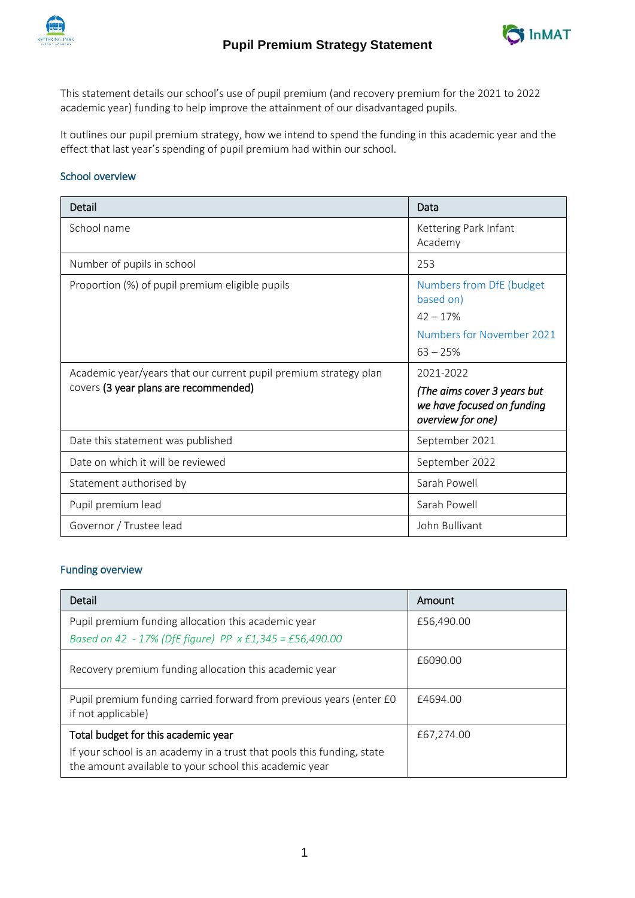# Pupil Premium Strategy Statement

This statement details our school's use of pupil premium (and recovery premium for the 2021 to 2022 academic year) funding to help improve the attainment of our disadvantaged pupils.

It outlines our pupil premium strategy, how we intend to spend the funding in this academic year and the effect that last year's spending of pupil premium had within our school.

## School overview

| Detail | Data |
|---|---|
| School name | Kettering Park Infant Academy |
| Number of pupils in school | 253 |
| Proportion (%) of pupil premium eligible pupils | Numbers from DfE (budget based on)<br>42 – 17%<br>Numbers for November 2021<br>63 – 25% |
| Academic year/years that our current pupil premium strategy plan covers **(3 year plans are recommended)** | 2021-2022<br>***(The aims cover 3 years but we have focused on funding overview for one)*** |
| Date this statement was published | September 2021 |
| Date on which it will be reviewed | September 2022 |
| Statement authorised by | Sarah Powell |
| Pupil premium lead | Sarah Powell |
| Governor / Trustee lead | John Bullivant |

## Funding overview

| Detail | Amount |
|---|---|
| Pupil premium funding allocation this academic year<br>*Based on 42 - 17% (DfE figure) PP x £1,345 = £56,490.00* | £56,490.00 |
| Recovery premium funding allocation this academic year | £6090.00 |
| Pupil premium funding carried forward from previous years (enter £0 if not applicable) | £4694.00 |
| **Total budget for this academic year**<br>If your school is an academy in a trust that pools this funding, state the amount available to your school this academic year | £67,274.00 |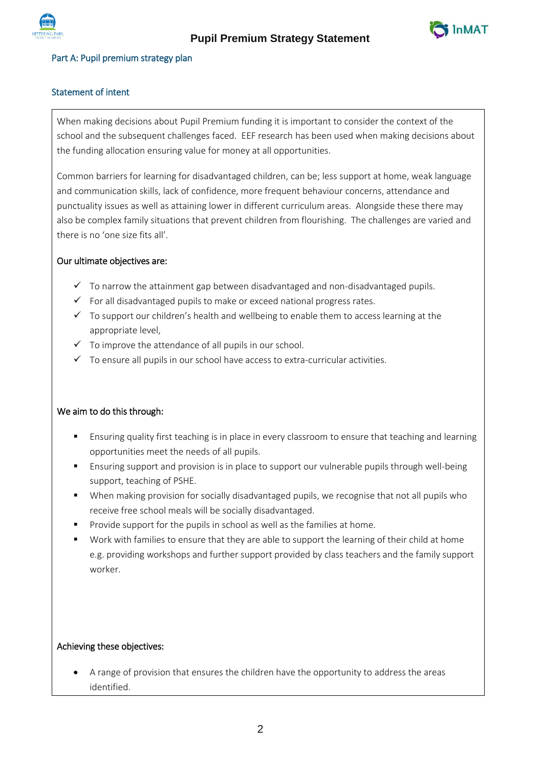## Part A: Pupil premium strategy plan

### Statement of intent

When making decisions about Pupil Premium funding it is important to consider the context of the school and the subsequent challenges faced. EEF research has been used when making decisions about the funding allocation ensuring value for money at all opportunities.

Common barriers for learning for disadvantaged children, can be; less support at home, weak language and communication skills, lack of confidence, more frequent behaviour concerns, attendance and punctuality issues as well as attaining lower in different curriculum areas. Alongside these there may also be complex family situations that prevent children from flourishing. The challenges are varied and there is no 'one size fits all'.

**Our ultimate objectives are:**

- ✓ To narrow the attainment gap between disadvantaged and non-disadvantaged pupils.
- ✓ For all disadvantaged pupils to make or exceed national progress rates.
- ✓ To support our children's health and wellbeing to enable them to access learning at the appropriate level,
- ✓ To improve the attendance of all pupils in our school.
- ✓ To ensure all pupils in our school have access to extra-curricular activities.

**We aim to do this through:**

- Ensuring quality first teaching is in place in every classroom to ensure that teaching and learning opportunities meet the needs of all pupils.
- Ensuring support and provision is in place to support our vulnerable pupils through well-being support, teaching of PSHE.
- When making provision for socially disadvantaged pupils, we recognise that not all pupils who receive free school meals will be socially disadvantaged.
- Provide support for the pupils in school as well as the families at home.
- Work with families to ensure that they are able to support the learning of their child at home e.g. providing workshops and further support provided by class teachers and the family support worker.

**Achieving these objectives:**

- A range of provision that ensures the children have the opportunity to address the areas identified.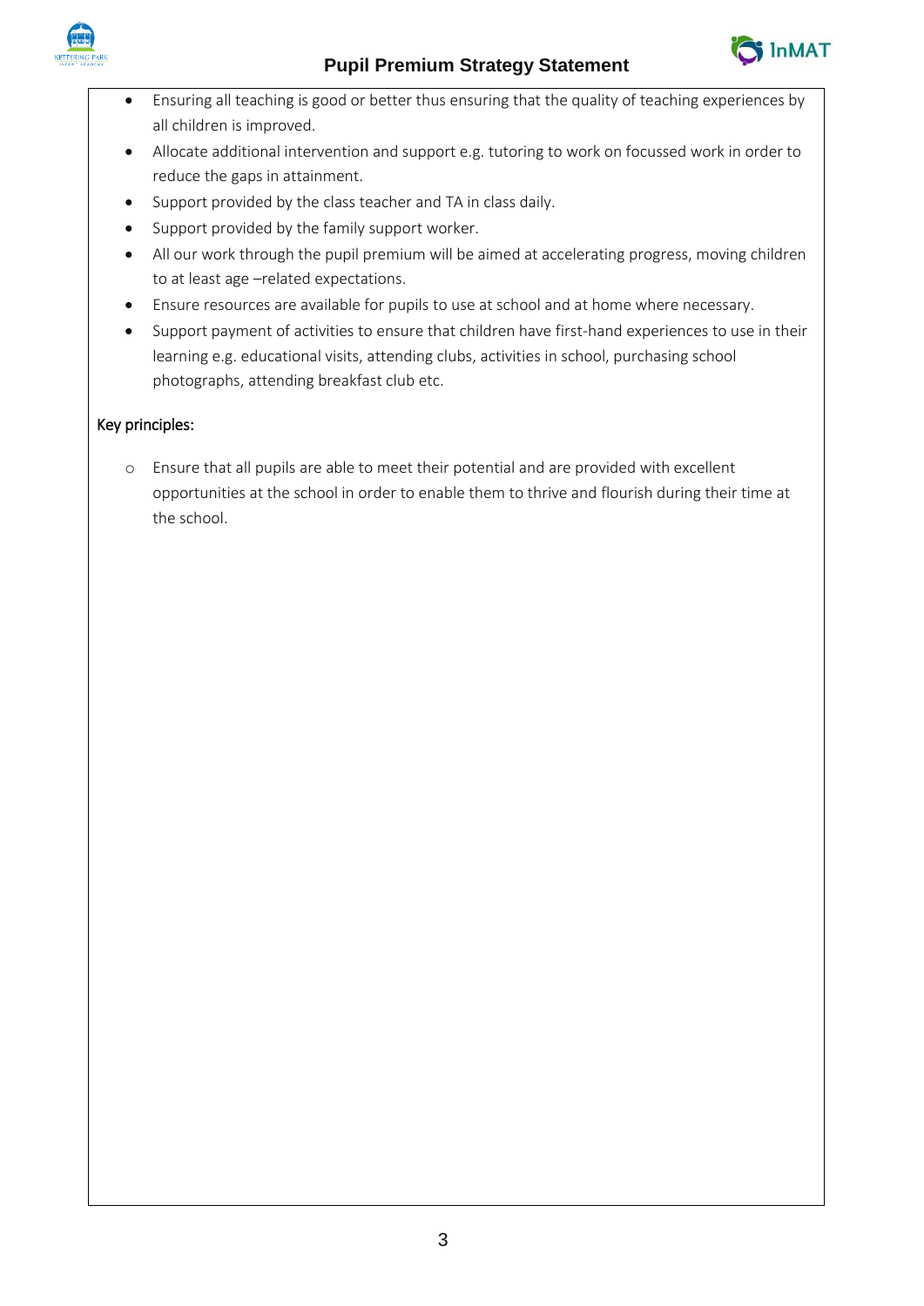- Ensuring all teaching is good or better thus ensuring that the quality of teaching experiences by all children is improved.
- Allocate additional intervention and support e.g. tutoring to work on focussed work in order to reduce the gaps in attainment.
- Support provided by the class teacher and TA in class daily.
- Support provided by the family support worker.
- All our work through the pupil premium will be aimed at accelerating progress, moving children to at least age –related expectations.
- Ensure resources are available for pupils to use at school and at home where necessary.
- Support payment of activities to ensure that children have first-hand experiences to use in their learning e.g. educational visits, attending clubs, activities in school, purchasing school photographs, attending breakfast club etc.

Key principles:

- Ensure that all pupils are able to meet their potential and are provided with excellent opportunities at the school in order to enable them to thrive and flourish during their time at the school.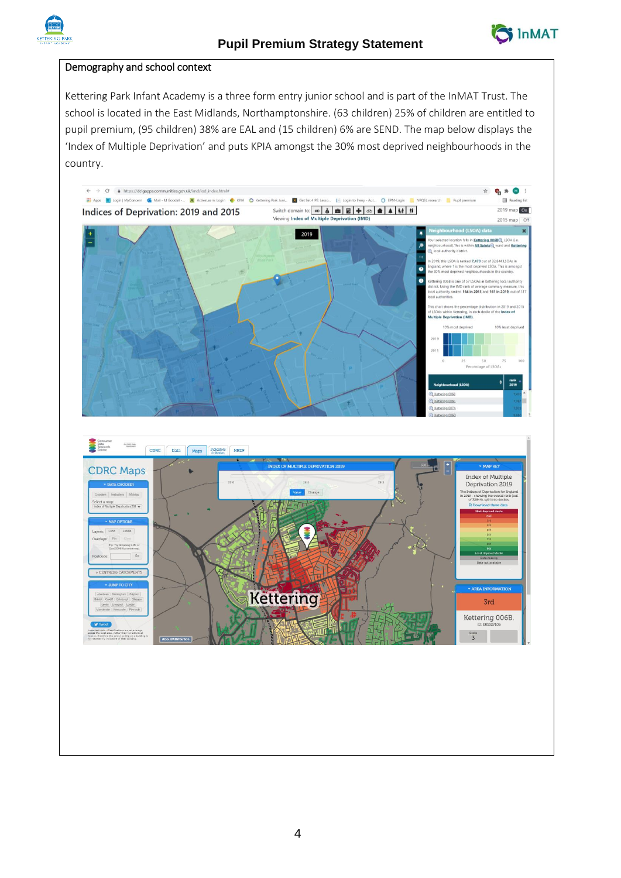## Demography and school context

Kettering Park Infant Academy is a three form entry junior school and is part of the InMAT Trust. The school is located in the East Midlands, Northamptonshire. (63 children) 25% of children are entitled to pupil premium, (95 children) 38% are EAL and (15 children) 6% are SEND. The map below displays the 'Index of Multiple Deprivation' and puts KPIA amongst the 30% most deprived neighbourhoods in the country.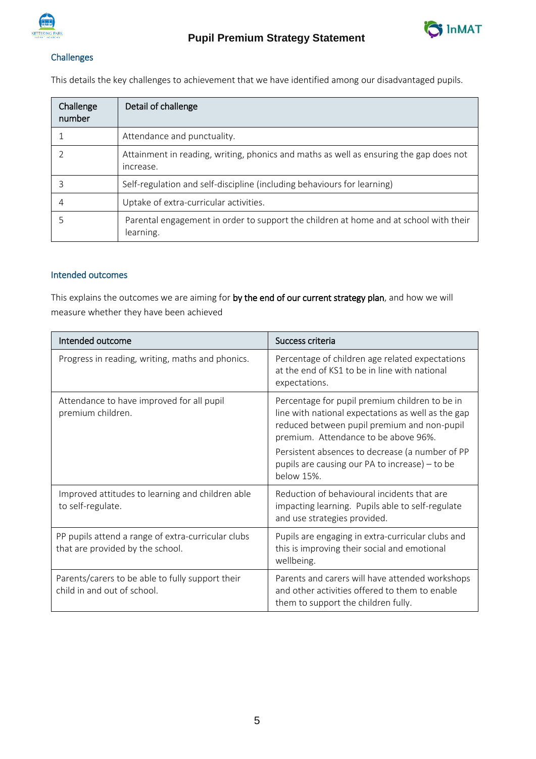## Challenges

This details the key challenges to achievement that we have identified among our disadvantaged pupils.

| Challenge number | Detail of challenge |
| --- | --- |
| 1 | Attendance and punctuality. |
| 2 | Attainment in reading, writing, phonics and maths as well as ensuring the gap does not increase. |
| 3 | Self-regulation and self-discipline (including behaviours for learning) |
| 4 | Uptake of extra-curricular activities. |
| 5 | Parental engagement in order to support the children at home and at school with their learning. |

## Intended outcomes

This explains the outcomes we are aiming for **by the end of our current strategy plan**, and how we will measure whether they have been achieved

| Intended outcome | Success criteria |
| --- | --- |
| Progress in reading, writing, maths and phonics. | Percentage of children age related expectations at the end of KS1 to be in line with national expectations. |
| Attendance to have improved for all pupil premium children. | Percentage for pupil premium children to be in line with national expectations as well as the gap reduced between pupil premium and non-pupil premium. Attendance to be above 96%.<br>Persistent absences to decrease (a number of PP pupils are causing our PA to increase) – to be below 15%. |
| Improved attitudes to learning and children able to self-regulate. | Reduction of behavioural incidents that are impacting learning. Pupils able to self-regulate and use strategies provided. |
| PP pupils attend a range of extra-curricular clubs that are provided by the school. | Pupils are engaging in extra-curricular clubs and this is improving their social and emotional wellbeing. |
| Parents/carers to be able to fully support their child in and out of school. | Parents and carers will have attended workshops and other activities offered to them to enable them to support the children fully. |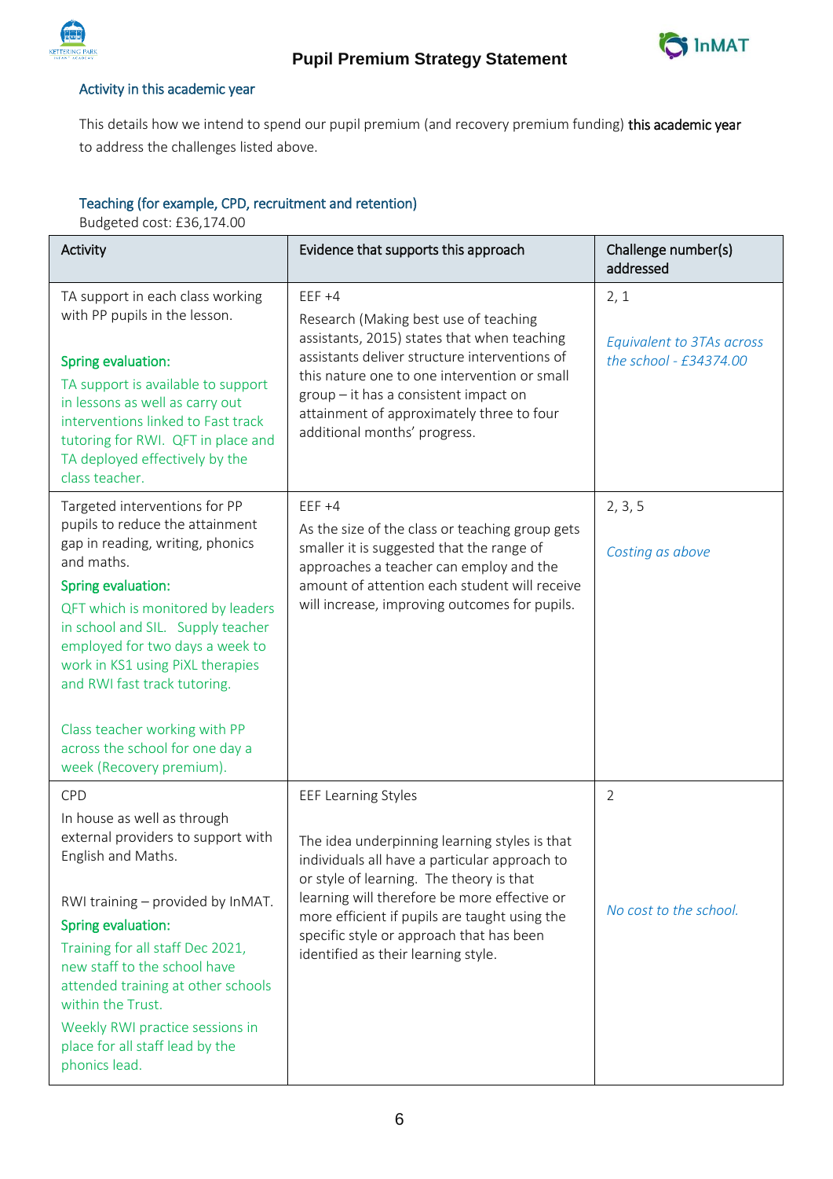### Activity in this academic year

This details how we intend to spend our pupil premium (and recovery premium funding) **this academic year** to address the challenges listed above.

### Teaching (for example, CPD, recruitment and retention)

Budgeted cost: £36,174.00

| Activity | Evidence that supports this approach | Challenge number(s) addressed |
|---|---|---|
| TA support in each class working with PP pupils in the lesson.<br><br>Spring evaluation:<br>TA support is available to support in lessons as well as carry out interventions linked to Fast track tutoring for RWI. QFT in place and TA deployed effectively by the class teacher. | EEF +4<br>Research (Making best use of teaching assistants, 2015) states that when teaching assistants deliver structure interventions of this nature one to one intervention or small group – it has a consistent impact on attainment of approximately three to four additional months' progress. | 2, 1<br><br>*Equivalent to 3TAs across the school - £34374.00* |
| Targeted interventions for PP pupils to reduce the attainment gap in reading, writing, phonics and maths.<br>Spring evaluation:<br>QFT which is monitored by leaders in school and SIL. Supply teacher employed for two days a week to work in KS1 using PiXL therapies and RWI fast track tutoring.<br><br>Class teacher working with PP across the school for one day a week (Recovery premium). | EEF +4<br>As the size of the class or teaching group gets smaller it is suggested that the range of approaches a teacher can employ and the amount of attention each student will receive will increase, improving outcomes for pupils. | 2, 3, 5<br><br>*Costing as above* |
| CPD<br>In house as well as through external providers to support with English and Maths.<br><br>RWI training – provided by InMAT.<br>Spring evaluation:<br>Training for all staff Dec 2021, new staff to the school have attended training at other schools within the Trust.<br>Weekly RWI practice sessions in place for all staff lead by the phonics lead. | EEF Learning Styles<br><br>The idea underpinning learning styles is that individuals all have a particular approach to or style of learning. The theory is that learning will therefore be more effective or more efficient if pupils are taught using the specific style or approach that has been identified as their learning style. | 2<br><br>*No cost to the school.* |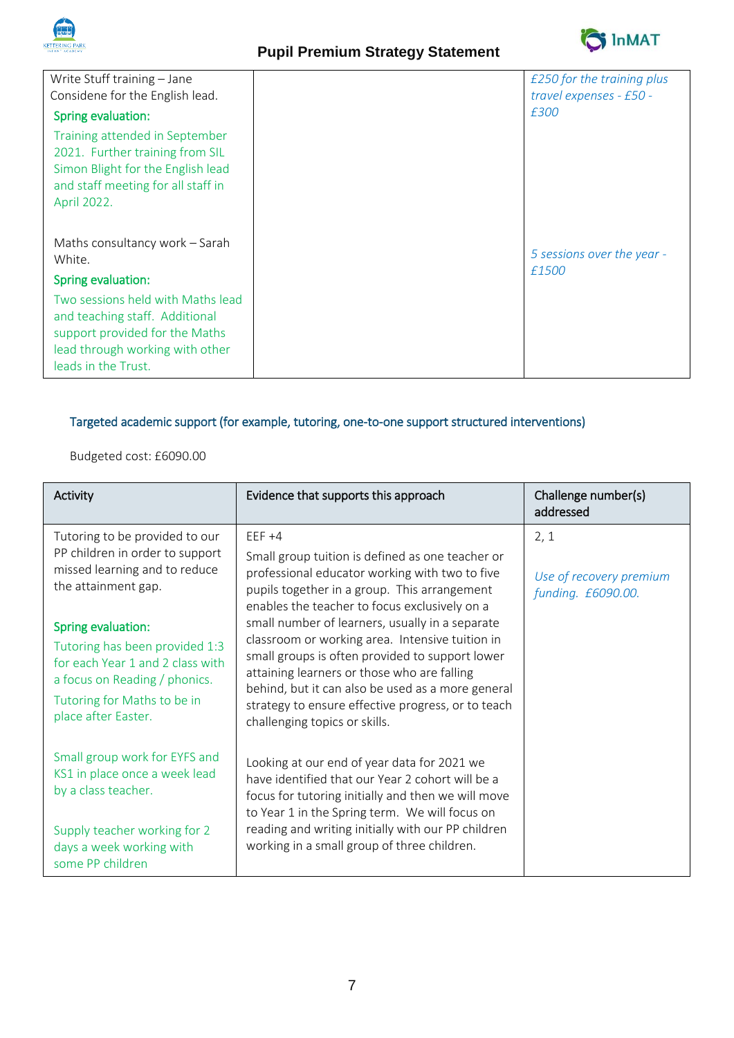| | | |
|---|---|---|
| Write Stuff training – Jane Considene for the English lead.<br>Spring evaluation:<br>Training attended in September 2021. Further training from SIL Simon Blight for the English lead and staff meeting for all staff in April 2022.<br><br>Maths consultancy work – Sarah White.<br>Spring evaluation:<br>Two sessions held with Maths lead and teaching staff. Additional support provided for the Maths lead through working with other leads in the Trust. | | *£250 for the training plus travel expenses - £50 - £300*<br><br>*5 sessions over the year - £1500* |

### Targeted academic support (for example, tutoring, one-to-one support structured interventions)

Budgeted cost: £6090.00

| Activity | Evidence that supports this approach | Challenge number(s) addressed |
|---|---|---|
| Tutoring to be provided to our PP children in order to support missed learning and to reduce the attainment gap.<br><br>Spring evaluation:<br>Tutoring has been provided 1:3 for each Year 1 and 2 class with a focus on Reading / phonics.<br>Tutoring for Maths to be in place after Easter.<br><br>Small group work for EYFS and KS1 in place once a week lead by a class teacher.<br><br>Supply teacher working for 2 days a week working with some PP children | EEF +4<br>Small group tuition is defined as one teacher or professional educator working with two to five pupils together in a group. This arrangement enables the teacher to focus exclusively on a small number of learners, usually in a separate classroom or working area. Intensive tuition in small groups is often provided to support lower attaining learners or those who are falling behind, but it can also be used as a more general strategy to ensure effective progress, or to teach challenging topics or skills.<br><br>Looking at our end of year data for 2021 we have identified that our Year 2 cohort will be a focus for tutoring initially and then we will move to Year 1 in the Spring term. We will focus on reading and writing initially with our PP children working in a small group of three children. | 2, 1<br><br>*Use of recovery premium funding. £6090.00.* |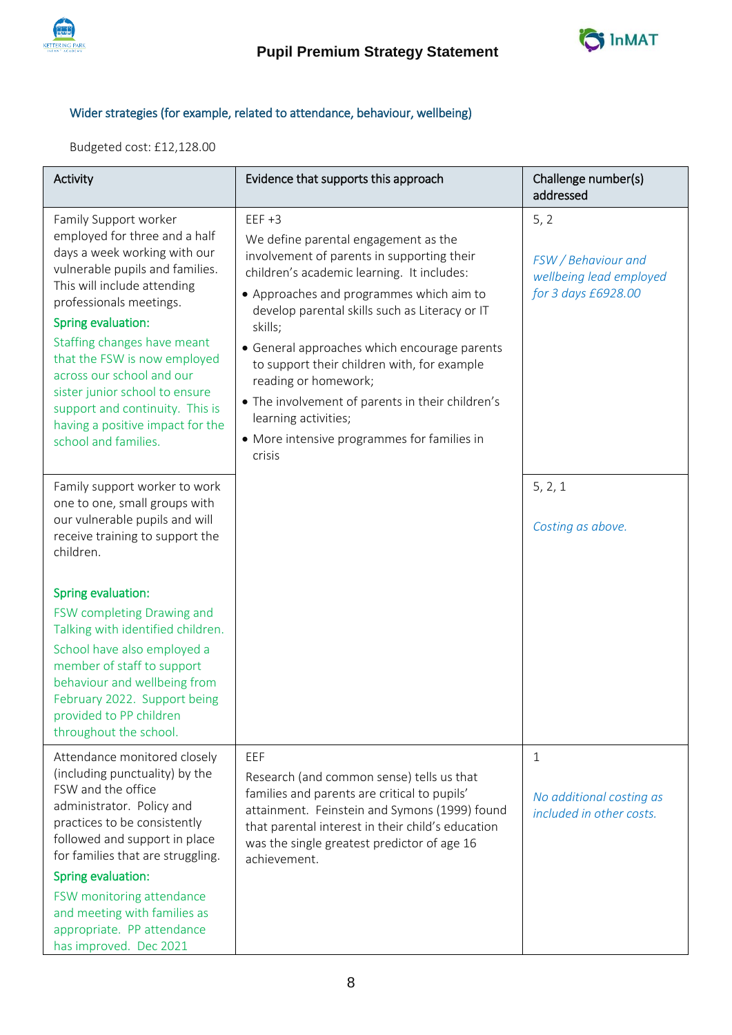### Wider strategies (for example, related to attendance, behaviour, wellbeing)

Budgeted cost: £12,128.00

| Activity | Evidence that supports this approach | Challenge number(s) addressed |
|---|---|---|
| Family Support worker employed for three and a half days a week working with our vulnerable pupils and families. This will include attending professionals meetings.<br>**Spring evaluation:**<br>Staffing changes have meant that the FSW is now employed across our school and our sister junior school to ensure support and continuity. This is having a positive impact for the school and families. | EEF +3<br>We define parental engagement as the involvement of parents in supporting their children's academic learning. It includes:<br>• Approaches and programmes which aim to develop parental skills such as Literacy or IT skills;<br>• General approaches which encourage parents to support their children with, for example reading or homework;<br>• The involvement of parents in their children's learning activities;<br>• More intensive programmes for families in crisis | 5, 2<br>*FSW / Behaviour and wellbeing lead employed for 3 days £6928.00* |
| Family support worker to work one to one, small groups with our vulnerable pupils and will receive training to support the children.<br>**Spring evaluation:**<br>FSW completing Drawing and Talking with identified children.<br>School have also employed a member of staff to support behaviour and wellbeing from February 2022. Support being provided to PP children throughout the school. | | 5, 2, 1<br>*Costing as above.* |
| Attendance monitored closely (including punctuality) by the FSW and the office administrator. Policy and practices to be consistently followed and support in place for families that are struggling.<br>**Spring evaluation:**<br>FSW monitoring attendance and meeting with families as appropriate. PP attendance has improved. Dec 2021 | EEF<br>Research (and common sense) tells us that families and parents are critical to pupils' attainment. Feinstein and Symons (1999) found that parental interest in their child's education was the single greatest predictor of age 16 achievement. | 1<br>*No additional costing as included in other costs.* |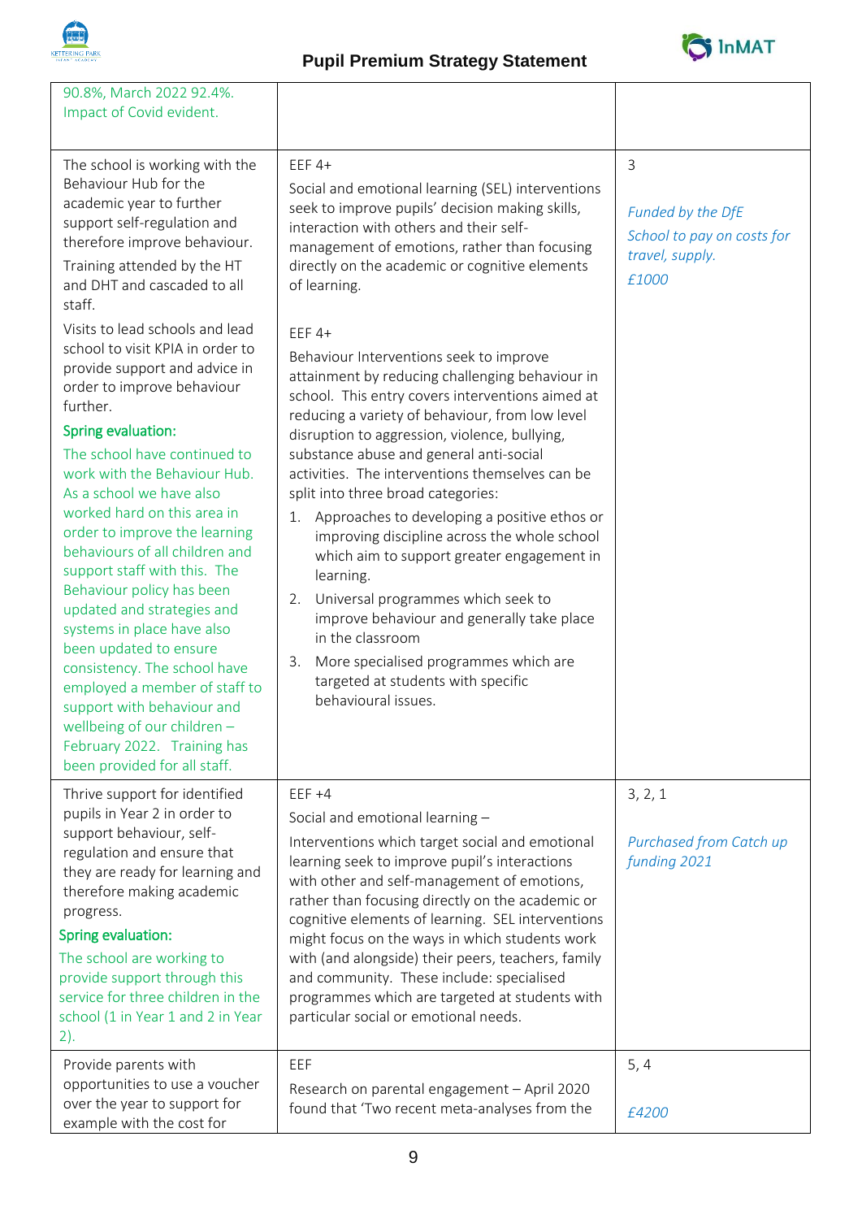| | | |
|---|---|---|
| 90.8%, March 2022 92.4%. Impact of Covid evident. | | |
| The school is working with the Behaviour Hub for the academic year to further support self-regulation and therefore improve behaviour.<br>Training attended by the HT and DHT and cascaded to all staff.<br>Visits to lead schools and lead school to visit KPIA in order to provide support and advice in order to improve behaviour further.<br>**Spring evaluation:**<br>The school have continued to work with the Behaviour Hub. As a school we have also worked hard on this area in order to improve the learning behaviours of all children and support staff with this. The Behaviour policy has been updated and strategies and systems in place have also been updated to ensure consistency. The school have employed a member of staff to support with behaviour and wellbeing of our children – February 2022. Training has been provided for all staff. | EEF 4+<br>Social and emotional learning (SEL) interventions seek to improve pupils' decision making skills, interaction with others and their self-management of emotions, rather than focusing directly on the academic or cognitive elements of learning.<br>EEF 4+<br>Behaviour Interventions seek to improve attainment by reducing challenging behaviour in school. This entry covers interventions aimed at reducing a variety of behaviour, from low level disruption to aggression, violence, bullying, substance abuse and general anti-social activities. The interventions themselves can be split into three broad categories:<br>1. Approaches to developing a positive ethos or improving discipline across the whole school which aim to support greater engagement in learning.<br>2. Universal programmes which seek to improve behaviour and generally take place in the classroom<br>3. More specialised programmes which are targeted at students with specific behavioural issues. | 3<br>*Funded by the DfE*<br>*School to pay on costs for travel, supply.*<br>*£1000* |
| Thrive support for identified pupils in Year 2 in order to support behaviour, self-regulation and ensure that they are ready for learning and therefore making academic progress.<br>**Spring evaluation:**<br>The school are working to provide support through this service for three children in the school (1 in Year 1 and 2 in Year 2). | EEF +4<br>Social and emotional learning –<br>Interventions which target social and emotional learning seek to improve pupil's interactions with other and self-management of emotions, rather than focusing directly on the academic or cognitive elements of learning. SEL interventions might focus on the ways in which students work with (and alongside) their peers, teachers, family and community. These include: specialised programmes which are targeted at students with particular social or emotional needs. | 3, 2, 1<br>*Purchased from Catch up funding 2021* |
| Provide parents with opportunities to use a voucher over the year to support for example with the cost for | EEF<br>Research on parental engagement – April 2020 found that 'Two recent meta-analyses from the | 5, 4<br>*£4200* |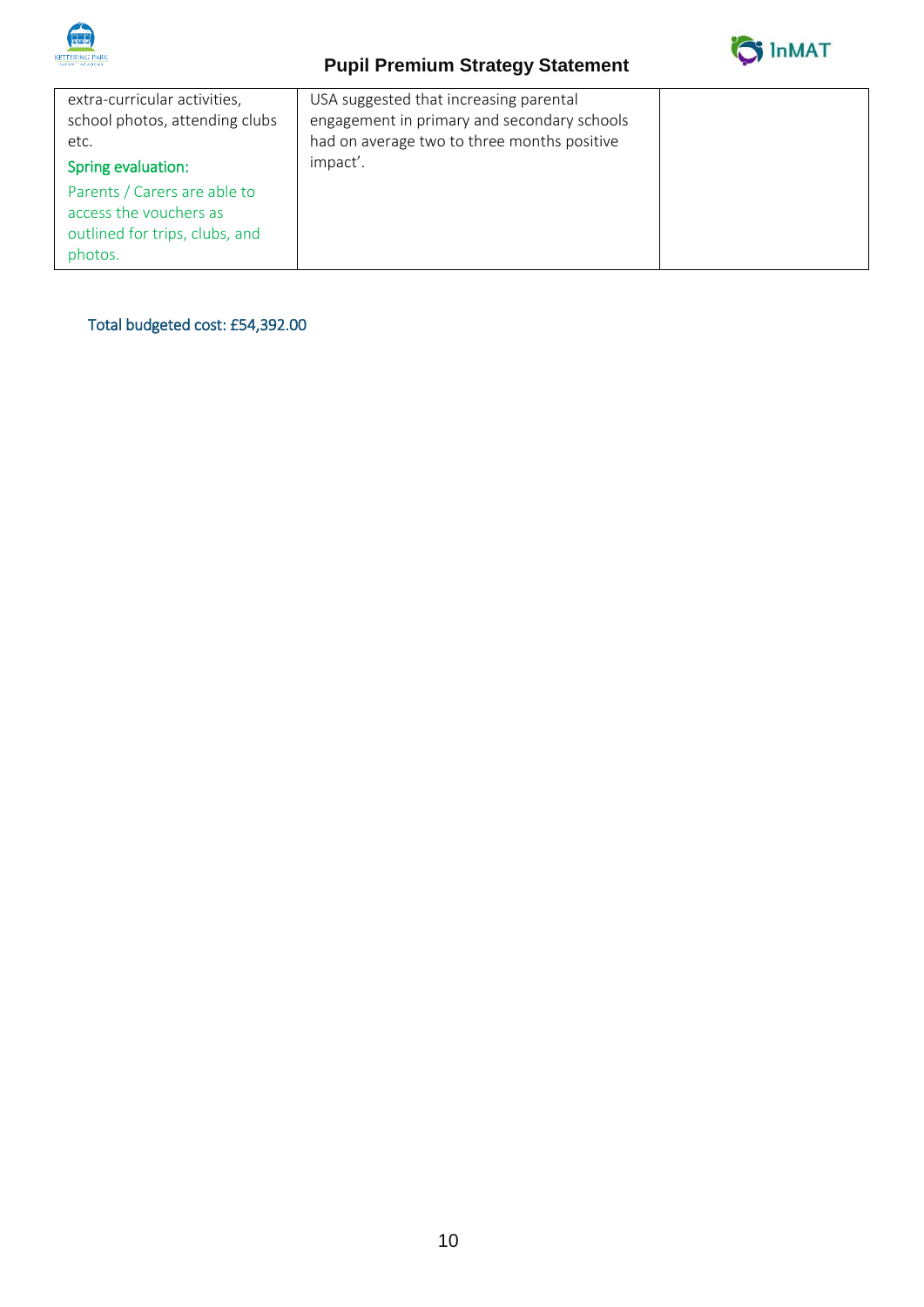| | | |
|---|---|---|
| extra-curricular activities, school photos, attending clubs etc.<br>**Spring evaluation:**<br>Parents / Carers are able to access the vouchers as outlined for trips, clubs, and photos. | USA suggested that increasing parental engagement in primary and secondary schools had on average two to three months positive impact'. | |

Total budgeted cost: £54,392.00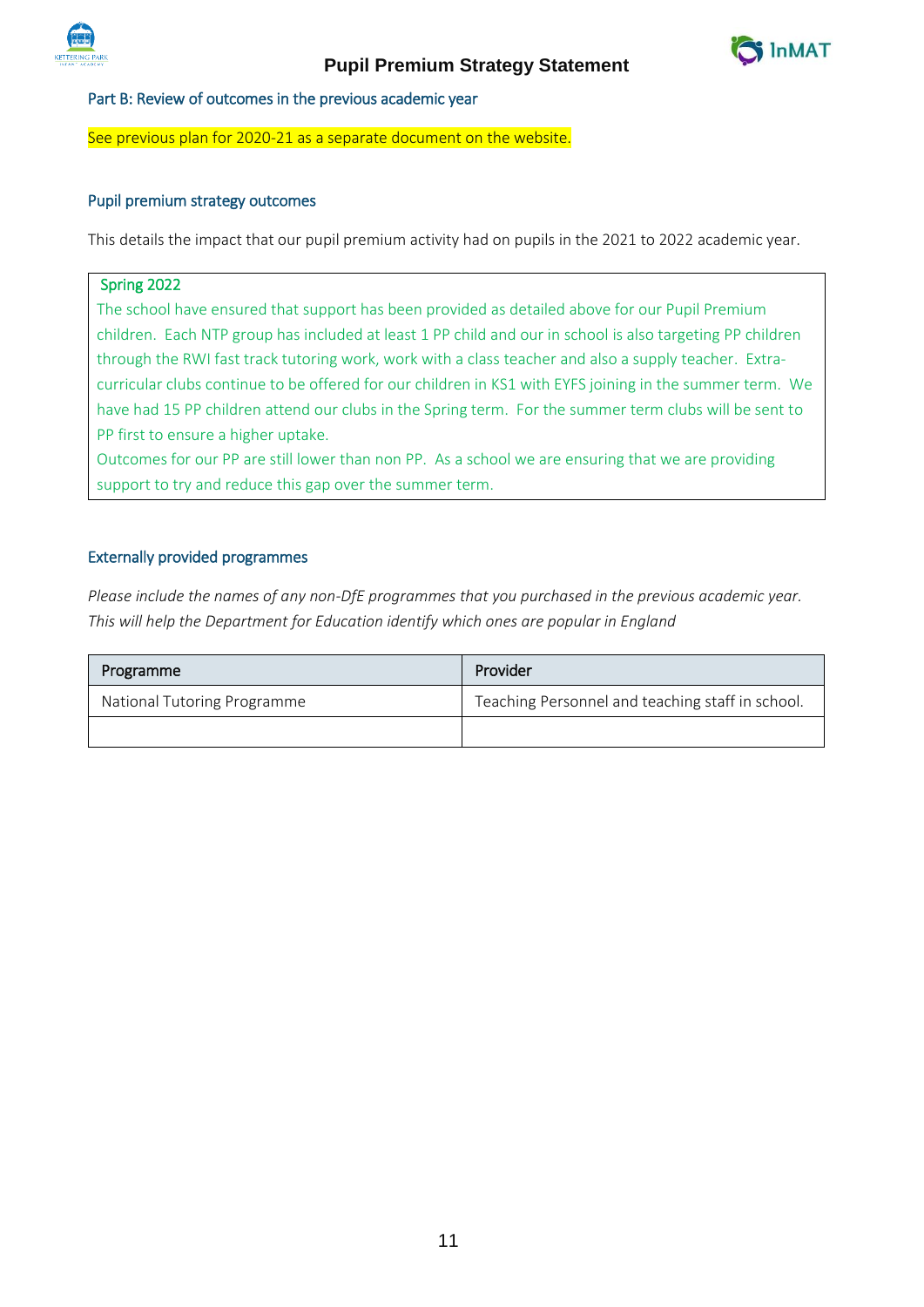## Part B: Review of outcomes in the previous academic year

See previous plan for 2020-21 as a separate document on the website.

### Pupil premium strategy outcomes

This details the impact that our pupil premium activity had on pupils in the 2021 to 2022 academic year.

| |
|---|
| Spring 2022<br>The school have ensured that support has been provided as detailed above for our Pupil Premium children. Each NTP group has included at least 1 PP child and our in school is also targeting PP children through the RWI fast track tutoring work, work with a class teacher and also a supply teacher. Extra-curricular clubs continue to be offered for our children in KS1 with EYFS joining in the summer term. We have had 15 PP children attend our clubs in the Spring term. For the summer term clubs will be sent to PP first to ensure a higher uptake.<br>Outcomes for our PP are still lower than non PP. As a school we are ensuring that we are providing support to try and reduce this gap over the summer term. |

### Externally provided programmes

*Please include the names of any non-DfE programmes that you purchased in the previous academic year. This will help the Department for Education identify which ones are popular in England*

| Programme | Provider |
|---|---|
| National Tutoring Programme | Teaching Personnel and teaching staff in school. |
| | |